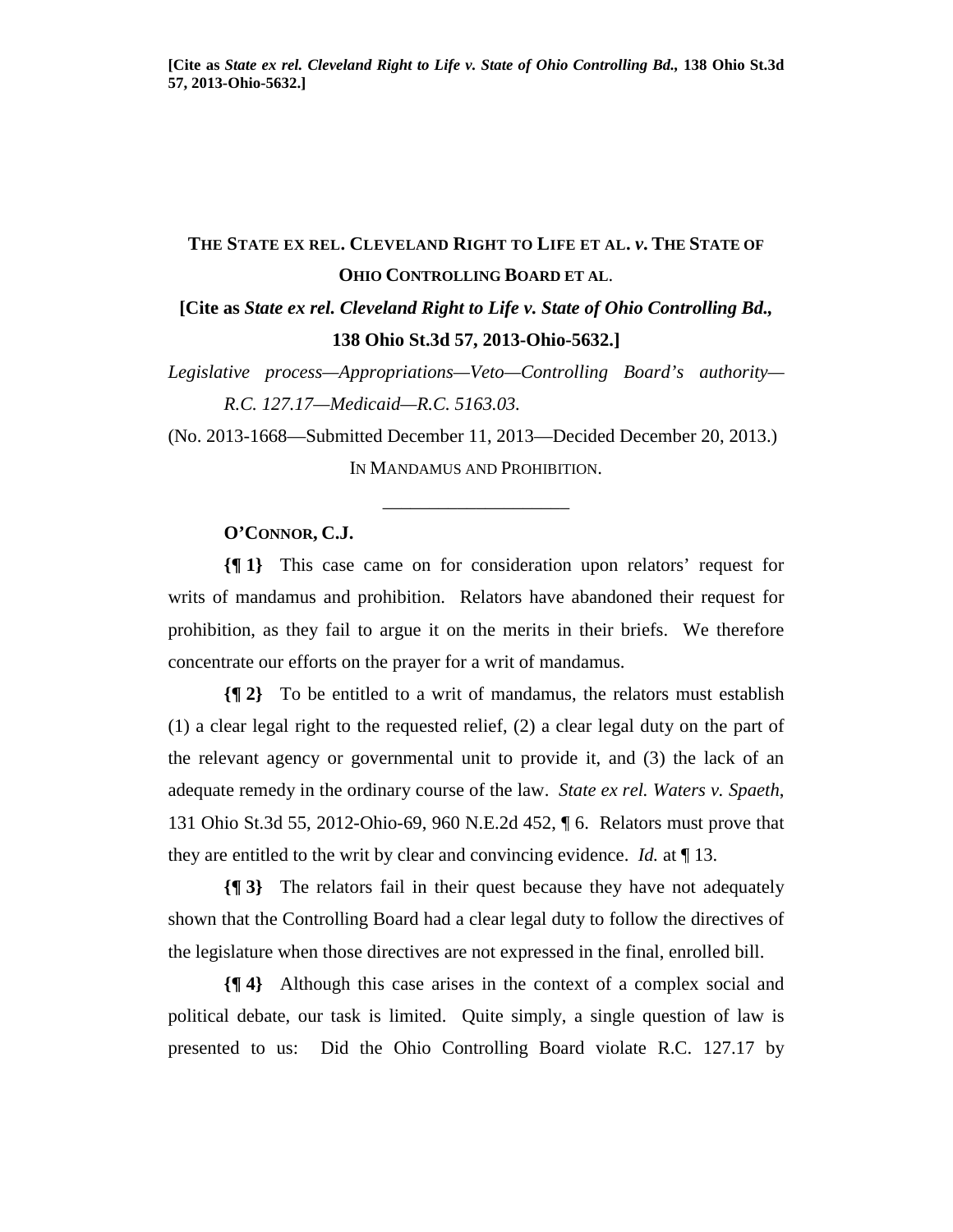**[Cite as *State ex rel. Cleveland Right to Life v. State of Ohio Controlling Bd.*, 138 Ohio St.3d 57, 2013-Ohio-5632.]**

# THE STATE EX REL. CLEVELAND RIGHT TO LIFE ET AL. *v.* THE STATE OF OHIO CONTROLLING BOARD ET AL.

**[Cite as *State ex rel. Cleveland Right to Life v. State of Ohio Controlling Bd.*, 138 Ohio St.3d 57, 2013-Ohio-5632.]**

*Legislative process—Appropriations—Veto—Controlling Board's authority—R.C. 127.17—Medicaid—R.C. 5163.03.*

(No. 2013-1668—Submitted December 11, 2013—Decided December 20, 2013.)

IN MANDAMUS AND PROHIBITION.

---

**O'CONNOR, C.J.**

**{¶ 1}** This case came on for consideration upon relators' request for writs of mandamus and prohibition. Relators have abandoned their request for prohibition, as they fail to argue it on the merits in their briefs. We therefore concentrate our efforts on the prayer for a writ of mandamus.

**{¶ 2}** To be entitled to a writ of mandamus, the relators must establish (1) a clear legal right to the requested relief, (2) a clear legal duty on the part of the relevant agency or governmental unit to provide it, and (3) the lack of an adequate remedy in the ordinary course of the law. *State ex rel. Waters v. Spaeth*, 131 Ohio St.3d 55, 2012-Ohio-69, 960 N.E.2d 452, ¶ 6. Relators must prove that they are entitled to the writ by clear and convincing evidence. *Id.* at ¶ 13.

**{¶ 3}** The relators fail in their quest because they have not adequately shown that the Controlling Board had a clear legal duty to follow the directives of the legislature when those directives are not expressed in the final, enrolled bill.

**{¶ 4}** Although this case arises in the context of a complex social and political debate, our task is limited. Quite simply, a single question of law is presented to us: Did the Ohio Controlling Board violate R.C. 127.17 by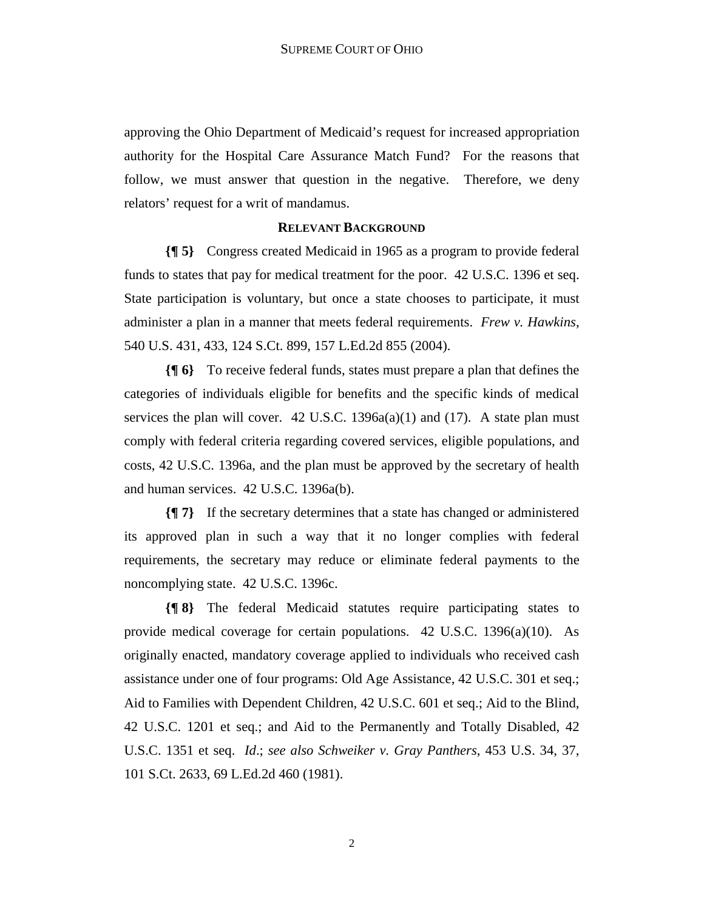approving the Ohio Department of Medicaid's request for increased appropriation authority for the Hospital Care Assurance Match Fund? For the reasons that follow, we must answer that question in the negative. Therefore, we deny relators' request for a writ of mandamus.

## RELEVANT BACKGROUND

**{¶ 5}** Congress created Medicaid in 1965 as a program to provide federal funds to states that pay for medical treatment for the poor. 42 U.S.C. 1396 et seq. State participation is voluntary, but once a state chooses to participate, it must administer a plan in a manner that meets federal requirements. *Frew v. Hawkins*, 540 U.S. 431, 433, 124 S.Ct. 899, 157 L.Ed.2d 855 (2004).

**{¶ 6}** To receive federal funds, states must prepare a plan that defines the categories of individuals eligible for benefits and the specific kinds of medical services the plan will cover. 42 U.S.C. 1396a(a)(1) and (17). A state plan must comply with federal criteria regarding covered services, eligible populations, and costs, 42 U.S.C. 1396a, and the plan must be approved by the secretary of health and human services. 42 U.S.C. 1396a(b).

**{¶ 7}** If the secretary determines that a state has changed or administered its approved plan in such a way that it no longer complies with federal requirements, the secretary may reduce or eliminate federal payments to the noncomplying state. 42 U.S.C. 1396c.

**{¶ 8}** The federal Medicaid statutes require participating states to provide medical coverage for certain populations. 42 U.S.C. 1396(a)(10). As originally enacted, mandatory coverage applied to individuals who received cash assistance under one of four programs: Old Age Assistance, 42 U.S.C. 301 et seq.; Aid to Families with Dependent Children, 42 U.S.C. 601 et seq.; Aid to the Blind, 42 U.S.C. 1201 et seq.; and Aid to the Permanently and Totally Disabled, 42 U.S.C. 1351 et seq. *Id*.; *see also Schweiker v. Gray Panthers*, 453 U.S. 34, 37, 101 S.Ct. 2633, 69 L.Ed.2d 460 (1981).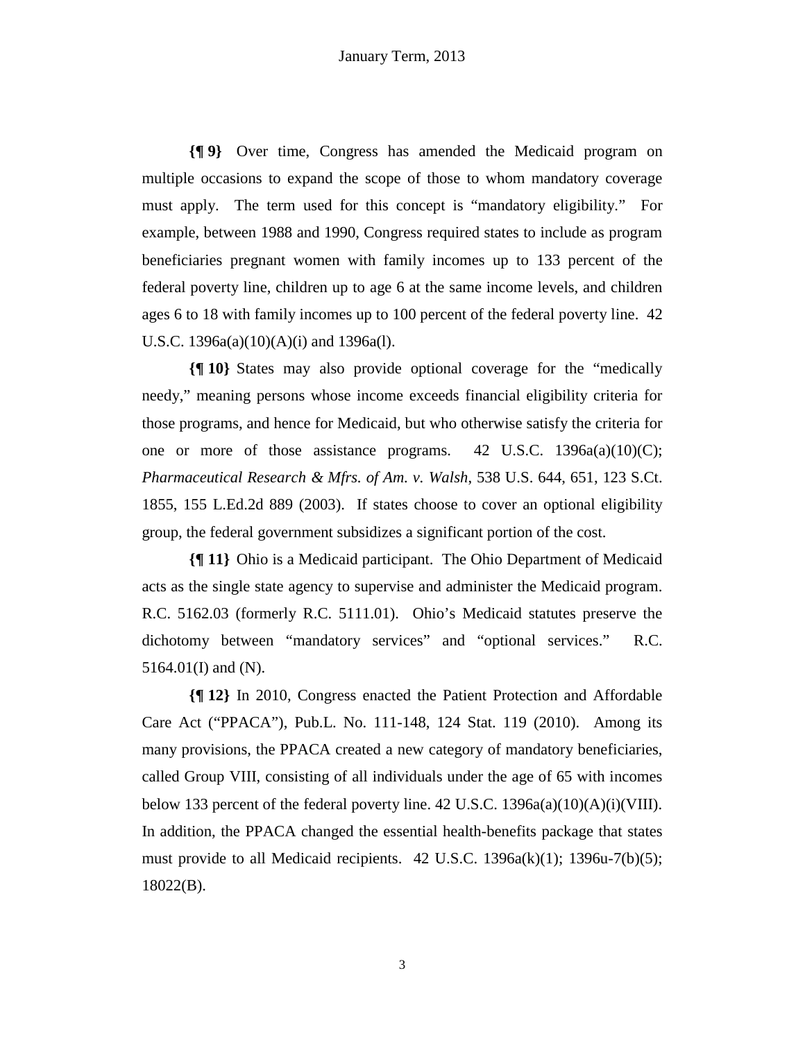**{¶ 9}** Over time, Congress has amended the Medicaid program on multiple occasions to expand the scope of those to whom mandatory coverage must apply. The term used for this concept is "mandatory eligibility." For example, between 1988 and 1990, Congress required states to include as program beneficiaries pregnant women with family incomes up to 133 percent of the federal poverty line, children up to age 6 at the same income levels, and children ages 6 to 18 with family incomes up to 100 percent of the federal poverty line. 42 U.S.C. 1396a(a)(10)(A)(i) and 1396a(l).

**{¶ 10}** States may also provide optional coverage for the "medically needy," meaning persons whose income exceeds financial eligibility criteria for those programs, and hence for Medicaid, but who otherwise satisfy the criteria for one or more of those assistance programs. 42 U.S.C. 1396a(a)(10)(C); *Pharmaceutical Research & Mfrs. of Am. v. Walsh*, 538 U.S. 644, 651, 123 S.Ct. 1855, 155 L.Ed.2d 889 (2003). If states choose to cover an optional eligibility group, the federal government subsidizes a significant portion of the cost.

**{¶ 11}** Ohio is a Medicaid participant. The Ohio Department of Medicaid acts as the single state agency to supervise and administer the Medicaid program. R.C. 5162.03 (formerly R.C. 5111.01). Ohio's Medicaid statutes preserve the dichotomy between "mandatory services" and "optional services." R.C. 5164.01(I) and (N).

**{¶ 12}** In 2010, Congress enacted the Patient Protection and Affordable Care Act ("PPACA"), Pub.L. No. 111-148, 124 Stat. 119 (2010). Among its many provisions, the PPACA created a new category of mandatory beneficiaries, called Group VIII, consisting of all individuals under the age of 65 with incomes below 133 percent of the federal poverty line. 42 U.S.C. 1396a(a)(10)(A)(i)(VIII). In addition, the PPACA changed the essential health-benefits package that states must provide to all Medicaid recipients. 42 U.S.C. 1396a(k)(1); 1396u-7(b)(5); 18022(B).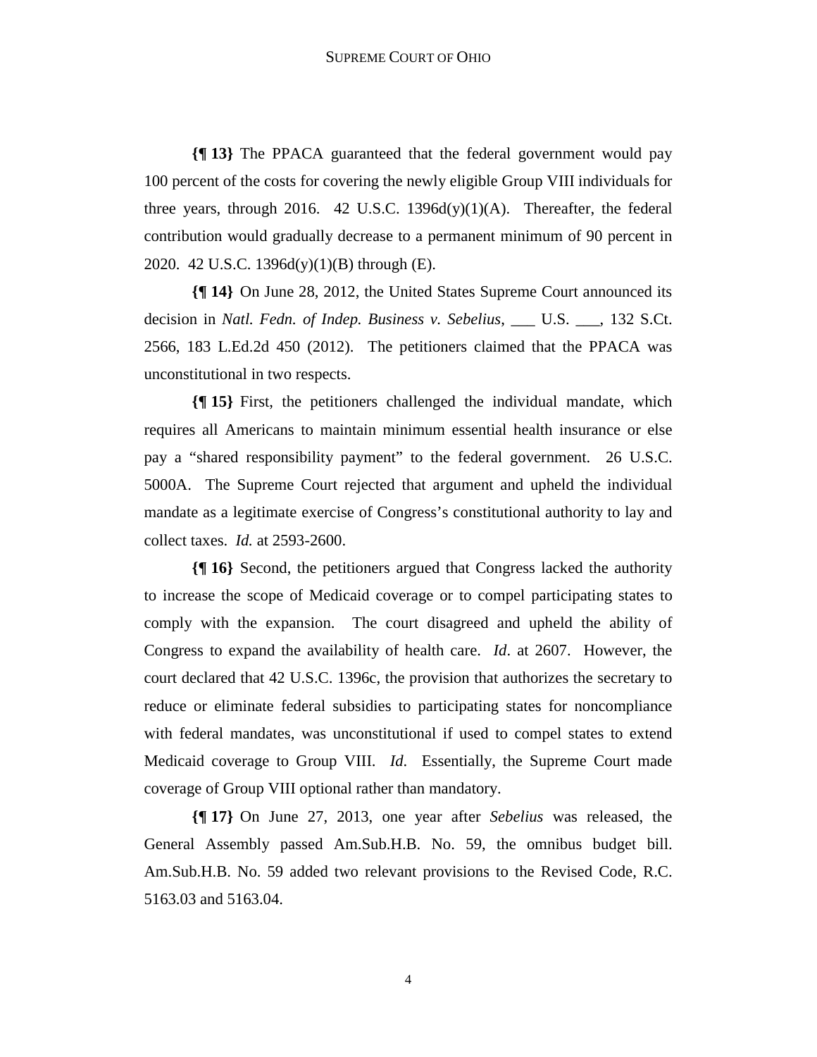**{¶ 13}** The PPACA guaranteed that the federal government would pay 100 percent of the costs for covering the newly eligible Group VIII individuals for three years, through 2016. 42 U.S.C. 1396d(y)(1)(A). Thereafter, the federal contribution would gradually decrease to a permanent minimum of 90 percent in 2020. 42 U.S.C. 1396d(y)(1)(B) through (E).

**{¶ 14}** On June 28, 2012, the United States Supreme Court announced its decision in *Natl. Fedn. of Indep. Business v. Sebelius*, ___ U.S. ___, 132 S.Ct. 2566, 183 L.Ed.2d 450 (2012). The petitioners claimed that the PPACA was unconstitutional in two respects.

**{¶ 15}** First, the petitioners challenged the individual mandate, which requires all Americans to maintain minimum essential health insurance or else pay a "shared responsibility payment" to the federal government. 26 U.S.C. 5000A. The Supreme Court rejected that argument and upheld the individual mandate as a legitimate exercise of Congress's constitutional authority to lay and collect taxes. *Id.* at 2593-2600.

**{¶ 16}** Second, the petitioners argued that Congress lacked the authority to increase the scope of Medicaid coverage or to compel participating states to comply with the expansion. The court disagreed and upheld the ability of Congress to expand the availability of health care. *Id*. at 2607. However, the court declared that 42 U.S.C. 1396c, the provision that authorizes the secretary to reduce or eliminate federal subsidies to participating states for noncompliance with federal mandates, was unconstitutional if used to compel states to extend Medicaid coverage to Group VIII. *Id*. Essentially, the Supreme Court made coverage of Group VIII optional rather than mandatory.

**{¶ 17}** On June 27, 2013, one year after *Sebelius* was released, the General Assembly passed Am.Sub.H.B. No. 59, the omnibus budget bill. Am.Sub.H.B. No. 59 added two relevant provisions to the Revised Code, R.C. 5163.03 and 5163.04.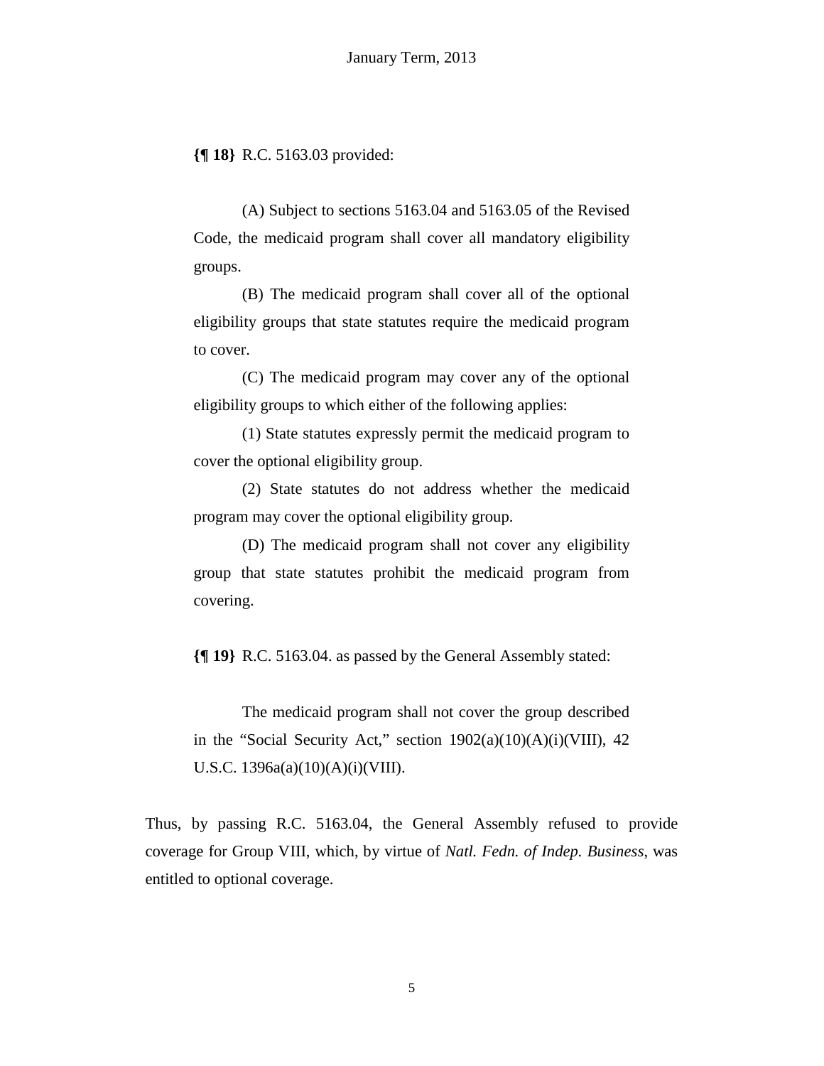**{¶ 18}** R.C. 5163.03 provided:

> (A) Subject to sections 5163.04 and 5163.05 of the Revised Code, the medicaid program shall cover all mandatory eligibility groups.
>
> (B) The medicaid program shall cover all of the optional eligibility groups that state statutes require the medicaid program to cover.
>
> (C) The medicaid program may cover any of the optional eligibility groups to which either of the following applies:
>
> (1) State statutes expressly permit the medicaid program to cover the optional eligibility group.
>
> (2) State statutes do not address whether the medicaid program may cover the optional eligibility group.
>
> (D) The medicaid program shall not cover any eligibility group that state statutes prohibit the medicaid program from covering.

**{¶ 19}** R.C. 5163.04. as passed by the General Assembly stated:

> The medicaid program shall not cover the group described in the "Social Security Act," section 1902(a)(10)(A)(i)(VIII), 42 U.S.C. 1396a(a)(10)(A)(i)(VIII).

Thus, by passing R.C. 5163.04, the General Assembly refused to provide coverage for Group VIII, which, by virtue of *Natl. Fedn. of Indep. Business*, was entitled to optional coverage.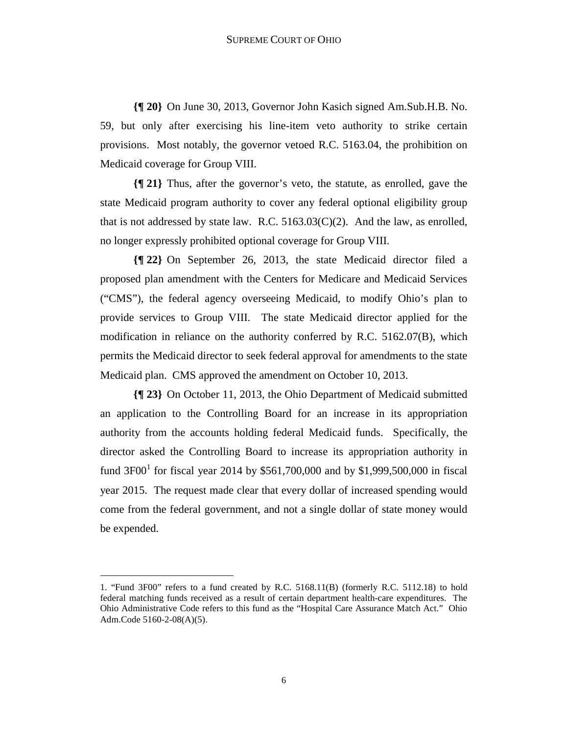**{¶ 20}** On June 30, 2013, Governor John Kasich signed Am.Sub.H.B. No. 59, but only after exercising his line-item veto authority to strike certain provisions. Most notably, the governor vetoed R.C. 5163.04, the prohibition on Medicaid coverage for Group VIII.

**{¶ 21}** Thus, after the governor's veto, the statute, as enrolled, gave the state Medicaid program authority to cover any federal optional eligibility group that is not addressed by state law. R.C. 5163.03(C)(2). And the law, as enrolled, no longer expressly prohibited optional coverage for Group VIII.

**{¶ 22}** On September 26, 2013, the state Medicaid director filed a proposed plan amendment with the Centers for Medicare and Medicaid Services ("CMS"), the federal agency overseeing Medicaid, to modify Ohio's plan to provide services to Group VIII. The state Medicaid director applied for the modification in reliance on the authority conferred by R.C. 5162.07(B), which permits the Medicaid director to seek federal approval for amendments to the state Medicaid plan. CMS approved the amendment on October 10, 2013.

**{¶ 23}** On October 11, 2013, the Ohio Department of Medicaid submitted an application to the Controlling Board for an increase in its appropriation authority from the accounts holding federal Medicaid funds. Specifically, the director asked the Controlling Board to increase its appropriation authority in fund 3F00[1] for fiscal year 2014 by $561,700,000 and by $1,999,500,000 in fiscal year 2015. The request made clear that every dollar of increased spending would come from the federal government, and not a single dollar of state money would be expended.

---

1. "Fund 3F00" refers to a fund created by R.C. 5168.11(B) (formerly R.C. 5112.18) to hold federal matching funds received as a result of certain department health-care expenditures. The Ohio Administrative Code refers to this fund as the "Hospital Care Assurance Match Act." Ohio Adm.Code 5160-2-08(A)(5).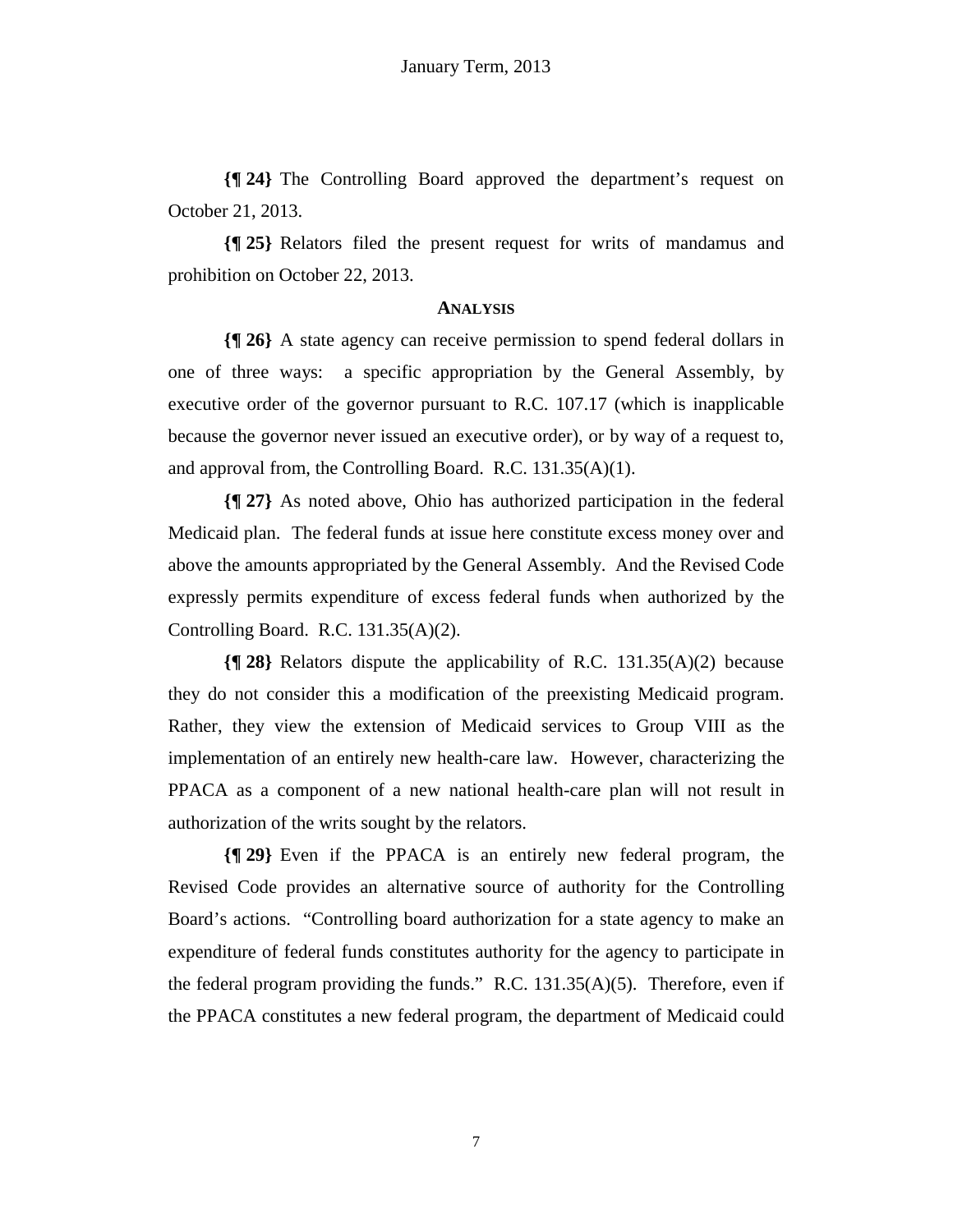**{¶ 24}** The Controlling Board approved the department's request on October 21, 2013.

**{¶ 25}** Relators filed the present request for writs of mandamus and prohibition on October 22, 2013.

## ANALYSIS

**{¶ 26}** A state agency can receive permission to spend federal dollars in one of three ways: a specific appropriation by the General Assembly, by executive order of the governor pursuant to R.C. 107.17 (which is inapplicable because the governor never issued an executive order), or by way of a request to, and approval from, the Controlling Board. R.C. 131.35(A)(1).

**{¶ 27}** As noted above, Ohio has authorized participation in the federal Medicaid plan. The federal funds at issue here constitute excess money over and above the amounts appropriated by the General Assembly. And the Revised Code expressly permits expenditure of excess federal funds when authorized by the Controlling Board. R.C. 131.35(A)(2).

**{¶ 28}** Relators dispute the applicability of R.C. 131.35(A)(2) because they do not consider this a modification of the preexisting Medicaid program. Rather, they view the extension of Medicaid services to Group VIII as the implementation of an entirely new health-care law. However, characterizing the PPACA as a component of a new national health-care plan will not result in authorization of the writs sought by the relators.

**{¶ 29}** Even if the PPACA is an entirely new federal program, the Revised Code provides an alternative source of authority for the Controlling Board's actions. "Controlling board authorization for a state agency to make an expenditure of federal funds constitutes authority for the agency to participate in the federal program providing the funds." R.C. 131.35(A)(5). Therefore, even if the PPACA constitutes a new federal program, the department of Medicaid could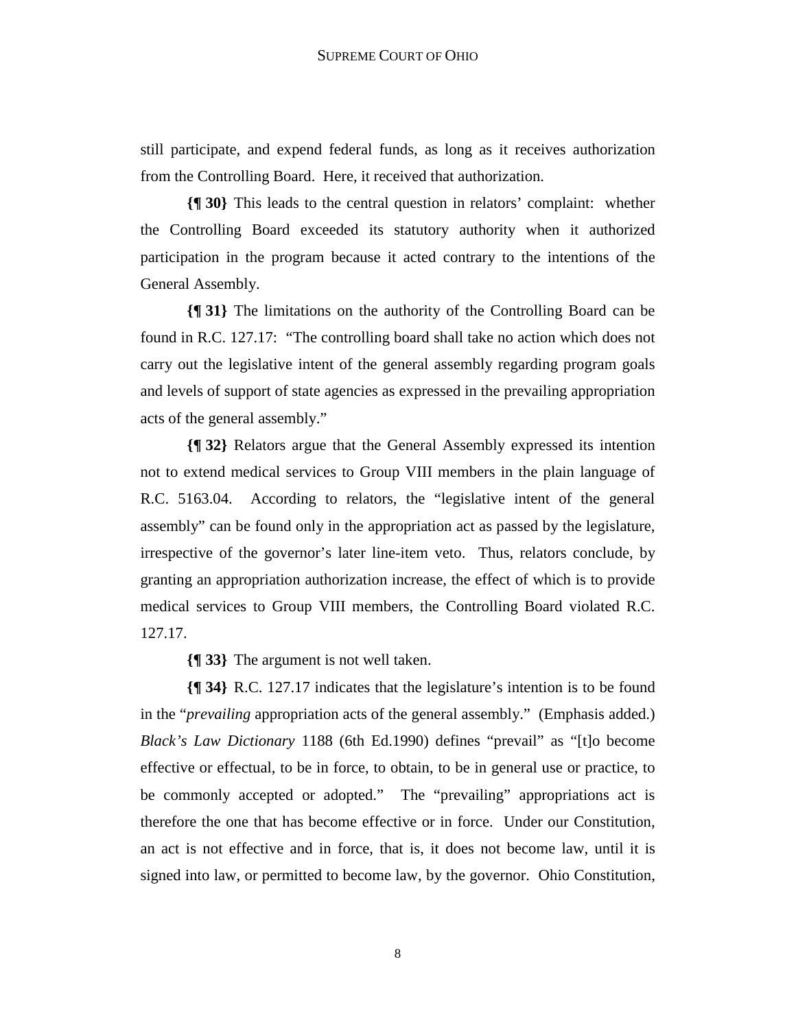still participate, and expend federal funds, as long as it receives authorization from the Controlling Board. Here, it received that authorization.

**{¶ 30}** This leads to the central question in relators' complaint: whether the Controlling Board exceeded its statutory authority when it authorized participation in the program because it acted contrary to the intentions of the General Assembly.

**{¶ 31}** The limitations on the authority of the Controlling Board can be found in R.C. 127.17: "The controlling board shall take no action which does not carry out the legislative intent of the general assembly regarding program goals and levels of support of state agencies as expressed in the prevailing appropriation acts of the general assembly."

**{¶ 32}** Relators argue that the General Assembly expressed its intention not to extend medical services to Group VIII members in the plain language of R.C. 5163.04. According to relators, the "legislative intent of the general assembly" can be found only in the appropriation act as passed by the legislature, irrespective of the governor's later line-item veto. Thus, relators conclude, by granting an appropriation authorization increase, the effect of which is to provide medical services to Group VIII members, the Controlling Board violated R.C. 127.17.

**{¶ 33}** The argument is not well taken.

**{¶ 34}** R.C. 127.17 indicates that the legislature's intention is to be found in the "*prevailing* appropriation acts of the general assembly." (Emphasis added.) *Black's Law Dictionary* 1188 (6th Ed.1990) defines "prevail" as "[t]o become effective or effectual, to be in force, to obtain, to be in general use or practice, to be commonly accepted or adopted." The "prevailing" appropriations act is therefore the one that has become effective or in force. Under our Constitution, an act is not effective and in force, that is, it does not become law, until it is signed into law, or permitted to become law, by the governor. Ohio Constitution,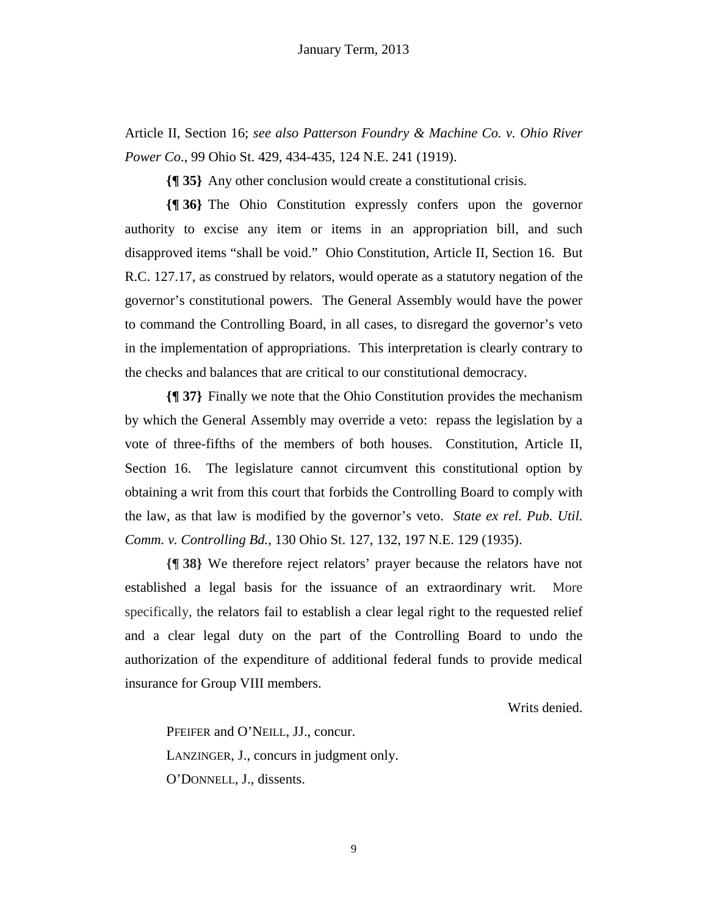Article II, Section 16; *see also Patterson Foundry & Machine Co. v. Ohio River Power Co.*, 99 Ohio St. 429, 434-435, 124 N.E. 241 (1919).

**{¶ 35}** Any other conclusion would create a constitutional crisis.

**{¶ 36}** The Ohio Constitution expressly confers upon the governor authority to excise any item or items in an appropriation bill, and such disapproved items "shall be void." Ohio Constitution, Article II, Section 16. But R.C. 127.17, as construed by relators, would operate as a statutory negation of the governor's constitutional powers. The General Assembly would have the power to command the Controlling Board, in all cases, to disregard the governor's veto in the implementation of appropriations. This interpretation is clearly contrary to the checks and balances that are critical to our constitutional democracy.

**{¶ 37}** Finally we note that the Ohio Constitution provides the mechanism by which the General Assembly may override a veto: repass the legislation by a vote of three-fifths of the members of both houses. Constitution, Article II, Section 16. The legislature cannot circumvent this constitutional option by obtaining a writ from this court that forbids the Controlling Board to comply with the law, as that law is modified by the governor's veto. *State ex rel. Pub. Util. Comm. v. Controlling Bd.*, 130 Ohio St. 127, 132, 197 N.E. 129 (1935).

**{¶ 38}** We therefore reject relators' prayer because the relators have not established a legal basis for the issuance of an extraordinary writ. More specifically, the relators fail to establish a clear legal right to the requested relief and a clear legal duty on the part of the Controlling Board to undo the authorization of the expenditure of additional federal funds to provide medical insurance for Group VIII members.

Writs denied.

PFEIFER and O'NEILL, JJ., concur.

LANZINGER, J., concurs in judgment only.

O'DONNELL, J., dissents.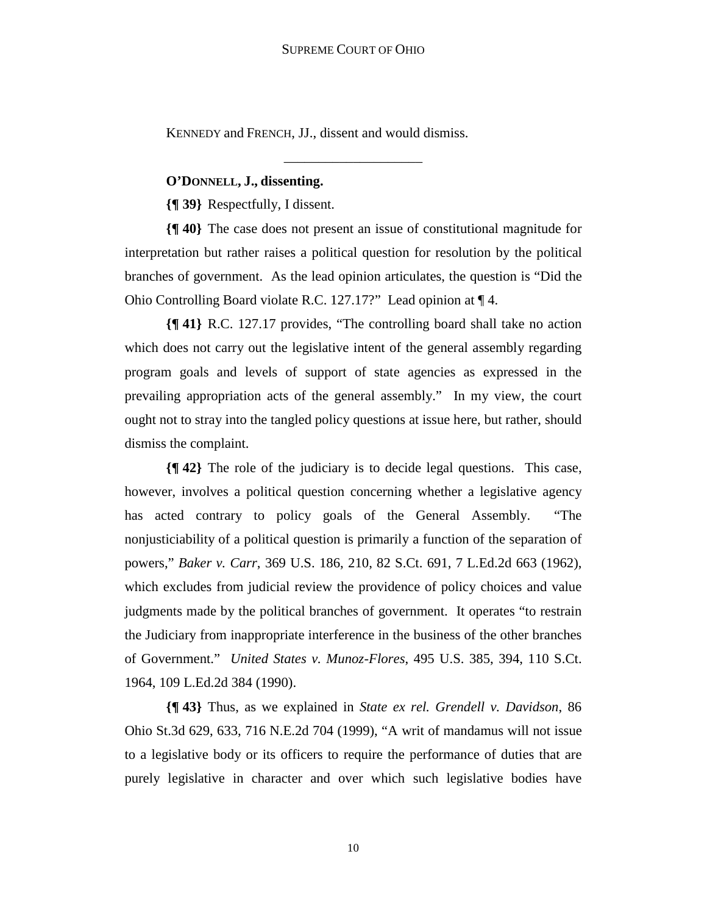KENNEDY and FRENCH, JJ., dissent and would dismiss.

---

**O'DONNELL, J., dissenting.**

**{¶ 39}** Respectfully, I dissent.

**{¶ 40}** The case does not present an issue of constitutional magnitude for interpretation but rather raises a political question for resolution by the political branches of government. As the lead opinion articulates, the question is "Did the Ohio Controlling Board violate R.C. 127.17?" Lead opinion at ¶ 4.

**{¶ 41}** R.C. 127.17 provides, "The controlling board shall take no action which does not carry out the legislative intent of the general assembly regarding program goals and levels of support of state agencies as expressed in the prevailing appropriation acts of the general assembly." In my view, the court ought not to stray into the tangled policy questions at issue here, but rather, should dismiss the complaint.

**{¶ 42}** The role of the judiciary is to decide legal questions. This case, however, involves a political question concerning whether a legislative agency has acted contrary to policy goals of the General Assembly. "The nonjusticiability of a political question is primarily a function of the separation of powers," *Baker v. Carr*, 369 U.S. 186, 210, 82 S.Ct. 691, 7 L.Ed.2d 663 (1962), which excludes from judicial review the providence of policy choices and value judgments made by the political branches of government. It operates "to restrain the Judiciary from inappropriate interference in the business of the other branches of Government." *United States v. Munoz-Flores*, 495 U.S. 385, 394, 110 S.Ct. 1964, 109 L.Ed.2d 384 (1990).

**{¶ 43}** Thus, as we explained in *State ex rel. Grendell v. Davidson*, 86 Ohio St.3d 629, 633, 716 N.E.2d 704 (1999), "A writ of mandamus will not issue to a legislative body or its officers to require the performance of duties that are purely legislative in character and over which such legislative bodies have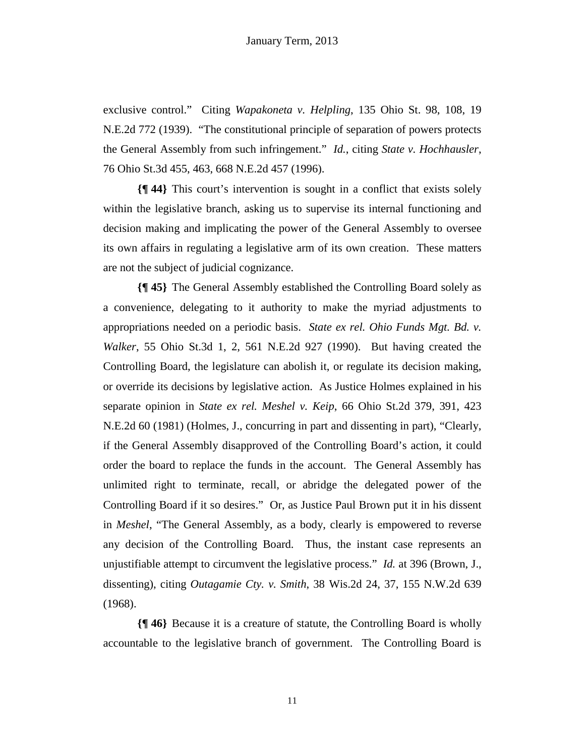exclusive control." Citing *Wapakoneta v. Helpling*, 135 Ohio St. 98, 108, 19 N.E.2d 772 (1939). "The constitutional principle of separation of powers protects the General Assembly from such infringement." *Id.*, citing *State v. Hochhausler*, 76 Ohio St.3d 455, 463, 668 N.E.2d 457 (1996).

**{¶ 44}** This court's intervention is sought in a conflict that exists solely within the legislative branch, asking us to supervise its internal functioning and decision making and implicating the power of the General Assembly to oversee its own affairs in regulating a legislative arm of its own creation. These matters are not the subject of judicial cognizance.

**{¶ 45}** The General Assembly established the Controlling Board solely as a convenience, delegating to it authority to make the myriad adjustments to appropriations needed on a periodic basis. *State ex rel. Ohio Funds Mgt. Bd. v. Walker*, 55 Ohio St.3d 1, 2, 561 N.E.2d 927 (1990). But having created the Controlling Board, the legislature can abolish it, or regulate its decision making, or override its decisions by legislative action. As Justice Holmes explained in his separate opinion in *State ex rel. Meshel v. Keip*, 66 Ohio St.2d 379, 391, 423 N.E.2d 60 (1981) (Holmes, J., concurring in part and dissenting in part), "Clearly, if the General Assembly disapproved of the Controlling Board's action, it could order the board to replace the funds in the account. The General Assembly has unlimited right to terminate, recall, or abridge the delegated power of the Controlling Board if it so desires." Or, as Justice Paul Brown put it in his dissent in *Meshel*, "The General Assembly, as a body, clearly is empowered to reverse any decision of the Controlling Board. Thus, the instant case represents an unjustifiable attempt to circumvent the legislative process." *Id.* at 396 (Brown, J., dissenting), citing *Outagamie Cty. v. Smith*, 38 Wis.2d 24, 37, 155 N.W.2d 639 (1968).

**{¶ 46}** Because it is a creature of statute, the Controlling Board is wholly accountable to the legislative branch of government. The Controlling Board is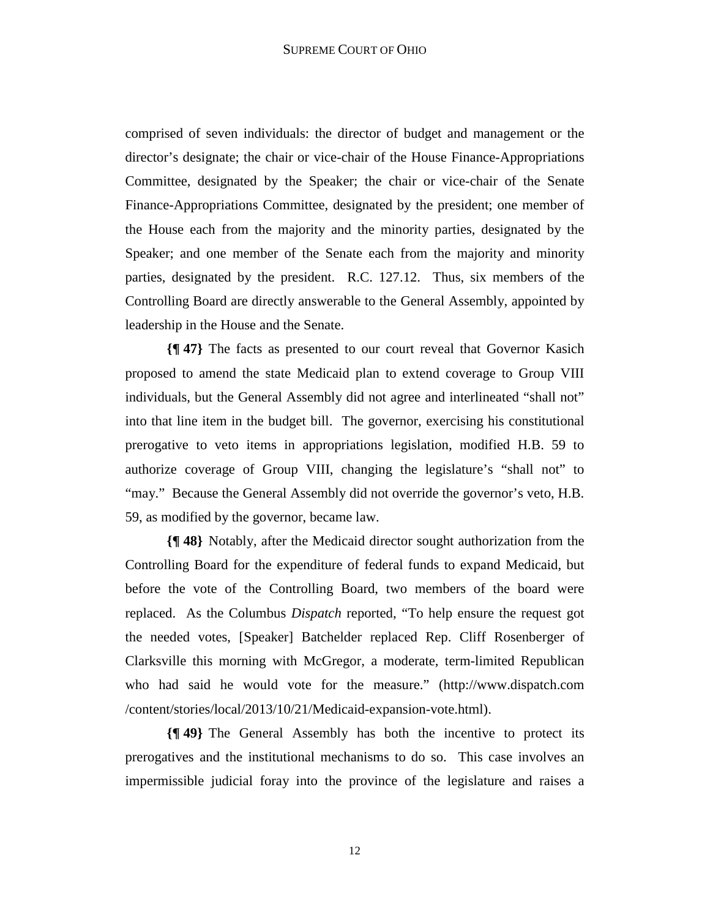comprised of seven individuals: the director of budget and management or the director's designate; the chair or vice-chair of the House Finance-Appropriations Committee, designated by the Speaker; the chair or vice-chair of the Senate Finance-Appropriations Committee, designated by the president; one member of the House each from the majority and the minority parties, designated by the Speaker; and one member of the Senate each from the majority and minority parties, designated by the president. R.C. 127.12. Thus, six members of the Controlling Board are directly answerable to the General Assembly, appointed by leadership in the House and the Senate.

**{¶ 47}** The facts as presented to our court reveal that Governor Kasich proposed to amend the state Medicaid plan to extend coverage to Group VIII individuals, but the General Assembly did not agree and interlineated "shall not" into that line item in the budget bill. The governor, exercising his constitutional prerogative to veto items in appropriations legislation, modified H.B. 59 to authorize coverage of Group VIII, changing the legislature's "shall not" to "may." Because the General Assembly did not override the governor's veto, H.B. 59, as modified by the governor, became law.

**{¶ 48}** Notably, after the Medicaid director sought authorization from the Controlling Board for the expenditure of federal funds to expand Medicaid, but before the vote of the Controlling Board, two members of the board were replaced. As the Columbus *Dispatch* reported, "To help ensure the request got the needed votes, [Speaker] Batchelder replaced Rep. Cliff Rosenberger of Clarksville this morning with McGregor, a moderate, term-limited Republican who had said he would vote for the measure." (http://www.dispatch.com /content/stories/local/2013/10/21/Medicaid-expansion-vote.html).

**{¶ 49}** The General Assembly has both the incentive to protect its prerogatives and the institutional mechanisms to do so. This case involves an impermissible judicial foray into the province of the legislature and raises a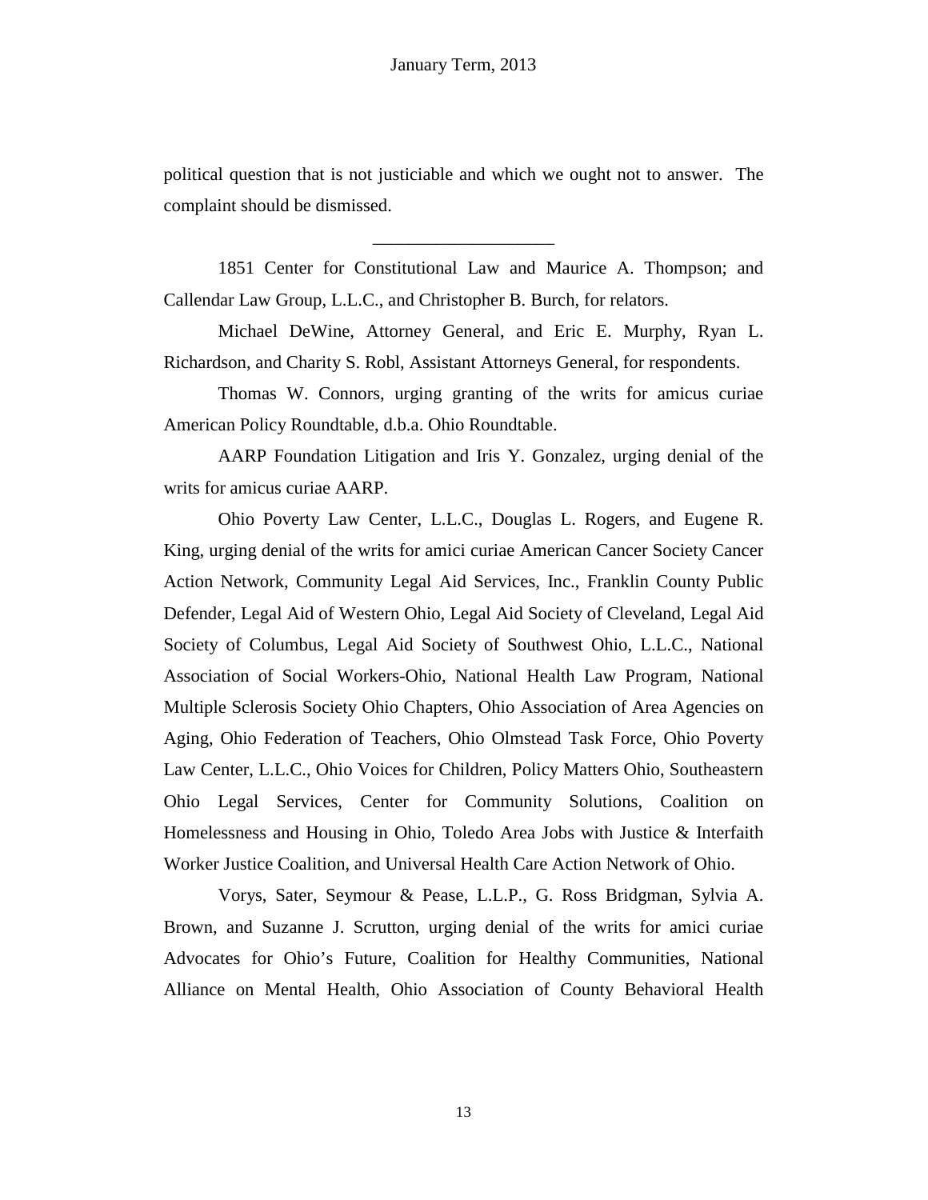political question that is not justiciable and which we ought not to answer. The complaint should be dismissed.

\_\_\_\_\_\_\_\_\_\_\_\_\_\_\_\_\_\_\_\_

1851 Center for Constitutional Law and Maurice A. Thompson; and Callendar Law Group, L.L.C., and Christopher B. Burch, for relators.

Michael DeWine, Attorney General, and Eric E. Murphy, Ryan L. Richardson, and Charity S. Robl, Assistant Attorneys General, for respondents.

Thomas W. Connors, urging granting of the writs for amicus curiae American Policy Roundtable, d.b.a. Ohio Roundtable.

AARP Foundation Litigation and Iris Y. Gonzalez, urging denial of the writs for amicus curiae AARP.

Ohio Poverty Law Center, L.L.C., Douglas L. Rogers, and Eugene R. King, urging denial of the writs for amici curiae American Cancer Society Cancer Action Network, Community Legal Aid Services, Inc., Franklin County Public Defender, Legal Aid of Western Ohio, Legal Aid Society of Cleveland, Legal Aid Society of Columbus, Legal Aid Society of Southwest Ohio, L.L.C., National Association of Social Workers-Ohio, National Health Law Program, National Multiple Sclerosis Society Ohio Chapters, Ohio Association of Area Agencies on Aging, Ohio Federation of Teachers, Ohio Olmstead Task Force, Ohio Poverty Law Center, L.L.C., Ohio Voices for Children, Policy Matters Ohio, Southeastern Ohio Legal Services, Center for Community Solutions, Coalition on Homelessness and Housing in Ohio, Toledo Area Jobs with Justice & Interfaith Worker Justice Coalition, and Universal Health Care Action Network of Ohio.

Vorys, Sater, Seymour & Pease, L.L.P., G. Ross Bridgman, Sylvia A. Brown, and Suzanne J. Scrutton, urging denial of the writs for amici curiae Advocates for Ohio's Future, Coalition for Healthy Communities, National Alliance on Mental Health, Ohio Association of County Behavioral Health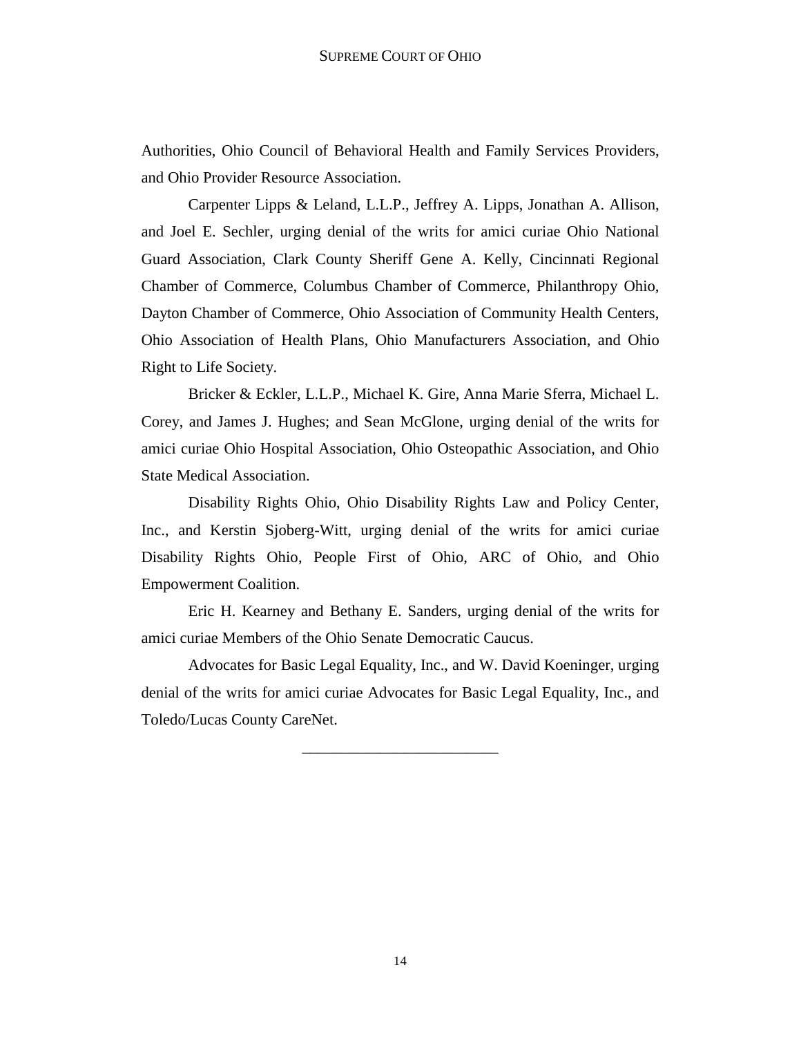Authorities, Ohio Council of Behavioral Health and Family Services Providers, and Ohio Provider Resource Association.

Carpenter Lipps & Leland, L.L.P., Jeffrey A. Lipps, Jonathan A. Allison, and Joel E. Sechler, urging denial of the writs for amici curiae Ohio National Guard Association, Clark County Sheriff Gene A. Kelly, Cincinnati Regional Chamber of Commerce, Columbus Chamber of Commerce, Philanthropy Ohio, Dayton Chamber of Commerce, Ohio Association of Community Health Centers, Ohio Association of Health Plans, Ohio Manufacturers Association, and Ohio Right to Life Society.

Bricker & Eckler, L.L.P., Michael K. Gire, Anna Marie Sferra, Michael L. Corey, and James J. Hughes; and Sean McGlone, urging denial of the writs for amici curiae Ohio Hospital Association, Ohio Osteopathic Association, and Ohio State Medical Association.

Disability Rights Ohio, Ohio Disability Rights Law and Policy Center, Inc., and Kerstin Sjoberg-Witt, urging denial of the writs for amici curiae Disability Rights Ohio, People First of Ohio, ARC of Ohio, and Ohio Empowerment Coalition.

Eric H. Kearney and Bethany E. Sanders, urging denial of the writs for amici curiae Members of the Ohio Senate Democratic Caucus.

Advocates for Basic Legal Equality, Inc., and W. David Koeninger, urging denial of the writs for amici curiae Advocates for Basic Legal Equality, Inc., and Toledo/Lucas County CareNet.

\_\_\_\_\_\_\_\_\_\_\_\_\_\_\_\_\_\_\_\_\_\_\_\_\_